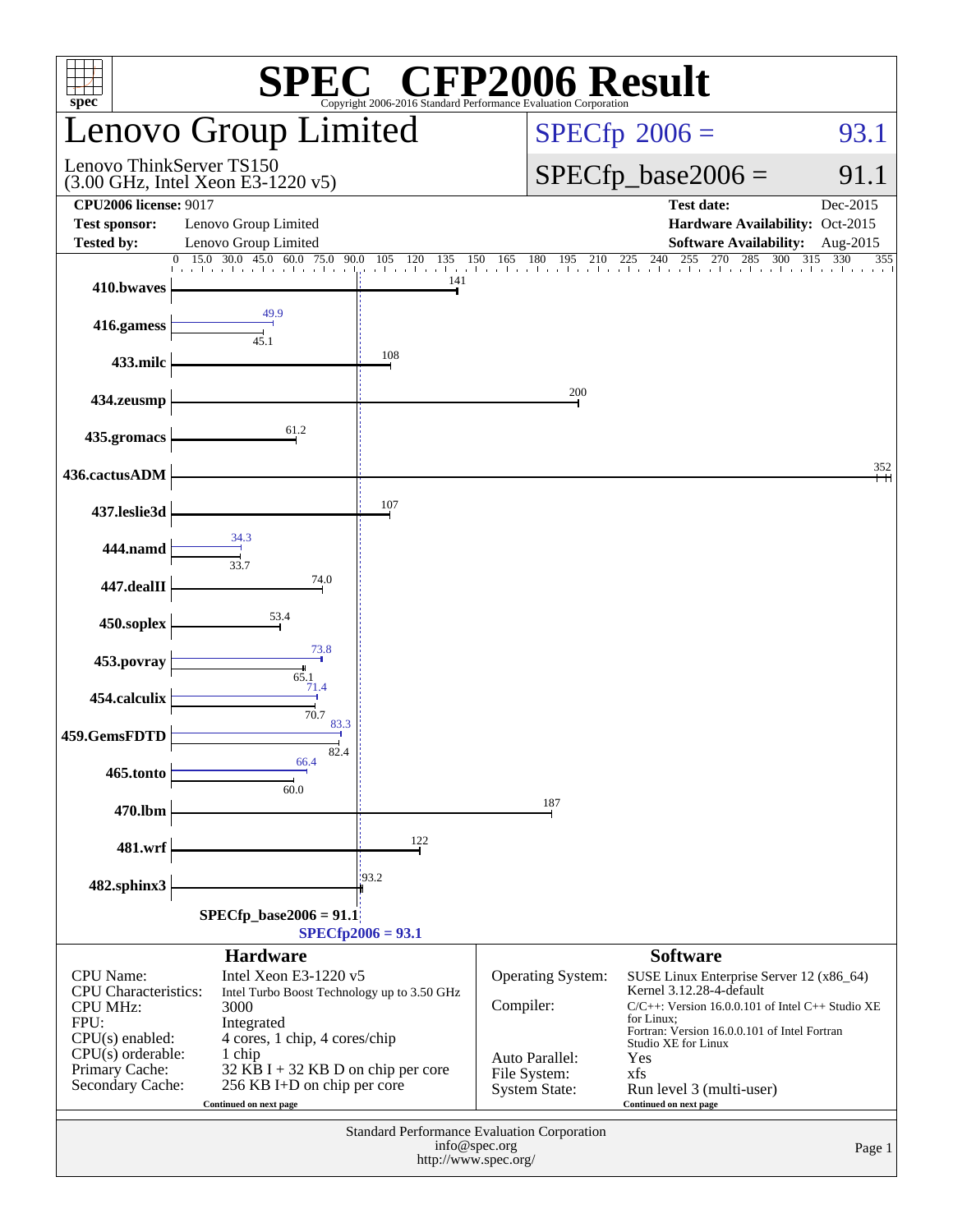# SPEC CFP2006 Result

Copyright 2006-2016 Standard Performance Evaluation Corporation

## Lenovo Group Limited

Lenovo ThinkServer TS150
(3.00 GHz, Intel Xeon E3-1220 v5)

SPECfp 2006 = 93.1

SPECfp_base2006 = 91.1

| | | | |
|---|---|---|---|
| **CPU2006 license:** 9017 | | **Test date:** | Dec-2015 |
| **Test sponsor:** | Lenovo Group Limited | **Hardware Availability:** | Oct-2015 |
| **Tested by:** | Lenovo Group Limited | **Software Availability:** | Aug-2015 |

| Benchmark | Peak | Base |
|---|---|---|
| 410.bwaves | | 141 |
| 416.gamess | 49.9 | 45.1 |
| 433.milc | | 108 |
| 434.zeusmp | | 200 |
| 435.gromacs | | 61.2 |
| 436.cactusADM | | 352 |
| 437.leslie3d | | 107 |
| 444.namd | 34.3 | 33.7 |
| 447.dealII | | 74.0 |
| 450.soplex | | 53.4 |
| 453.povray | 73.8 | 65.1 |
| 454.calculix | 71.4 | 70.7 |
| 459.GemsFDTD | 83.3 | 82.4 |
| 465.tonto | 66.4 | 60.0 |
| 470.lbm | | 187 |
| 481.wrf | | 122 |
| 482.sphinx3 | | 93.2 |

SPECfp_base2006 = 91.1

SPECfp2006 = 93.1

### Hardware

| | |
|---|---|
| CPU Name: | Intel Xeon E3-1220 v5 |
| CPU Characteristics: | Intel Turbo Boost Technology up to 3.50 GHz |
| CPU MHz: | 3000 |
| FPU: | Integrated |
| CPU(s) enabled: | 4 cores, 1 chip, 4 cores/chip |
| CPU(s) orderable: | 1 chip |
| Primary Cache: | 32 KB I + 32 KB D on chip per core |
| Secondary Cache: | 256 KB I+D on chip per core |

Continued on next page

### Software

| | |
|---|---|
| Operating System: | SUSE Linux Enterprise Server 12 (x86_64) Kernel 3.12.28-4-default |
| Compiler: | C/C++: Version 16.0.0.101 of Intel C++ Studio XE for Linux; Fortran: Version 16.0.0.101 of Intel Fortran Studio XE for Linux |
| Auto Parallel: | Yes |
| File System: | xfs |
| System State: | Run level 3 (multi-user) |

Continued on next page

Standard Performance Evaluation Corporation
info@spec.org
http://www.spec.org/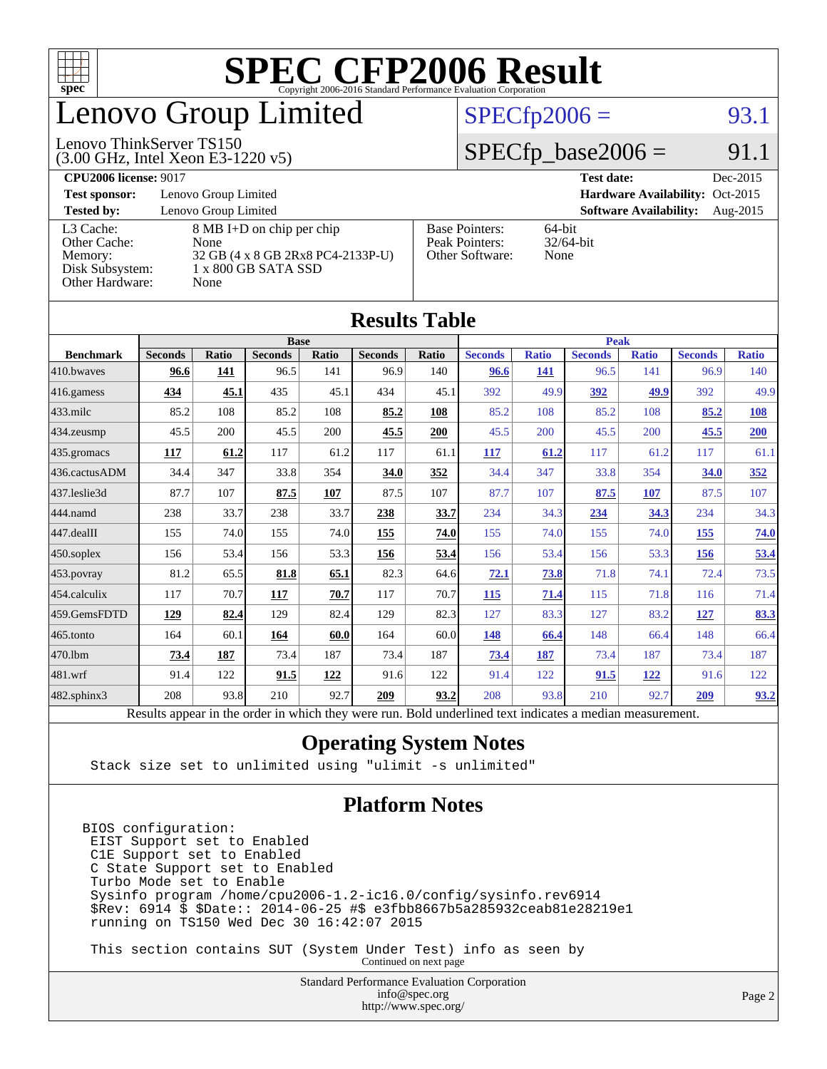# SPEC CFP2006 Result

Copyright 2006-2016 Standard Performance Evaluation Corporation

## Lenovo Group Limited

Lenovo ThinkServer TS150
(3.00 GHz, Intel Xeon E3-1220 v5)

SPECfp2006 = 93.1

SPECfp_base2006 = 91.1

**CPU2006 license:** 9017
**Test sponsor:** Lenovo Group Limited
**Tested by:** Lenovo Group Limited

**Test date:** Dec-2015
**Hardware Availability:** Oct-2015
**Software Availability:** Aug-2015

| | |
|---|---|
| L3 Cache: | 8 MB I+D on chip per chip |
| Other Cache: | None |
| Memory: | 32 GB (4 x 8 GB 2Rx8 PC4-2133P-U) |
| Disk Subsystem: | 1 x 800 GB SATA SSD |
| Other Hardware: | None |

| | |
|---|---|
| Base Pointers: | 64-bit |
| Peak Pointers: | 32/64-bit |
| Other Software: | None |

## Results Table

| | Base | | | | | | Peak | | | | | |
|---|---|---|---|---|---|---|---|---|---|---|---|---|
| **Benchmark** | **Seconds** | **Ratio** | **Seconds** | **Ratio** | **Seconds** | **Ratio** | **Seconds** | **Ratio** | **Seconds** | **Ratio** | **Seconds** | **Ratio** |
| 410.bwaves | **96.6** | **141** | 96.5 | 141 | 96.9 | 140 | **96.6** | **141** | 96.5 | 141 | 96.9 | 140 |
| 416.gamess | **434** | **45.1** | 435 | 45.1 | 434 | 45.1 | 392 | 49.9 | **392** | **49.9** | 392 | 49.9 |
| 433.milc | 85.2 | 108 | 85.2 | 108 | **85.2** | **108** | 85.2 | 108 | 85.2 | 108 | **85.2** | **108** |
| 434.zeusmp | 45.5 | 200 | 45.5 | 200 | **45.5** | **200** | 45.5 | 200 | 45.5 | 200 | **45.5** | **200** |
| 435.gromacs | **117** | **61.2** | 117 | 61.2 | 117 | 61.1 | **117** | **61.2** | 117 | 61.2 | 117 | 61.1 |
| 436.cactusADM | 34.4 | 347 | 33.8 | 354 | **34.0** | **352** | 34.4 | 347 | 33.8 | 354 | **34.0** | **352** |
| 437.leslie3d | 87.7 | 107 | **87.5** | **107** | 87.5 | 107 | 87.7 | 107 | **87.5** | **107** | 87.5 | 107 |
| 444.namd | 238 | 33.7 | 238 | 33.7 | **238** | **33.7** | 234 | 34.3 | **234** | **34.3** | 234 | 34.3 |
| 447.dealII | 155 | 74.0 | 155 | 74.0 | **155** | **74.0** | 155 | 74.0 | 155 | 74.0 | **155** | **74.0** |
| 450.soplex | 156 | 53.4 | 156 | 53.3 | **156** | **53.4** | 156 | 53.4 | 156 | 53.3 | **156** | **53.4** |
| 453.povray | 81.2 | 65.5 | **81.8** | **65.1** | 82.3 | 64.6 | **72.1** | **73.8** | 71.8 | 74.1 | 72.4 | 73.5 |
| 454.calculix | 117 | 70.7 | **117** | **70.7** | 117 | 70.7 | **115** | **71.4** | 115 | 71.8 | 116 | 71.4 |
| 459.GemsFDTD | **129** | **82.4** | 129 | 82.4 | 129 | 82.3 | 127 | 83.3 | 127 | 83.2 | **127** | **83.3** |
| 465.tonto | 164 | 60.1 | **164** | **60.0** | 164 | 60.0 | **148** | **66.4** | 148 | 66.4 | 148 | 66.4 |
| 470.lbm | **73.4** | **187** | 73.4 | 187 | 73.4 | 187 | **73.4** | **187** | 73.4 | 187 | 73.4 | 187 |
| 481.wrf | 91.4 | 122 | **91.5** | **122** | 91.6 | 122 | 91.4 | 122 | **91.5** | **122** | 91.6 | 122 |
| 482.sphinx3 | 208 | 93.8 | 210 | 92.7 | **209** | **93.2** | 208 | 93.8 | 210 | 92.7 | **209** | **93.2** |

Results appear in the order in which they were run. Bold underlined text indicates a median measurement.

## Operating System Notes

```
Stack size set to unlimited using "ulimit -s unlimited"
```

## Platform Notes

```
BIOS configuration:
 EIST Support set to Enabled
 C1E Support set to Enabled
 C State Support set to Enabled
 Turbo Mode set to Enable
 Sysinfo program /home/cpu2006-1.2-ic16.0/config/sysinfo.rev6914
 $Rev: 6914 $ $Date:: 2014-06-25 #$ e3fbb8667b5a285932ceab81e28219e1
 running on TS150 Wed Dec 30 16:42:07 2015

 This section contains SUT (System Under Test) info as seen by
```

Continued on next page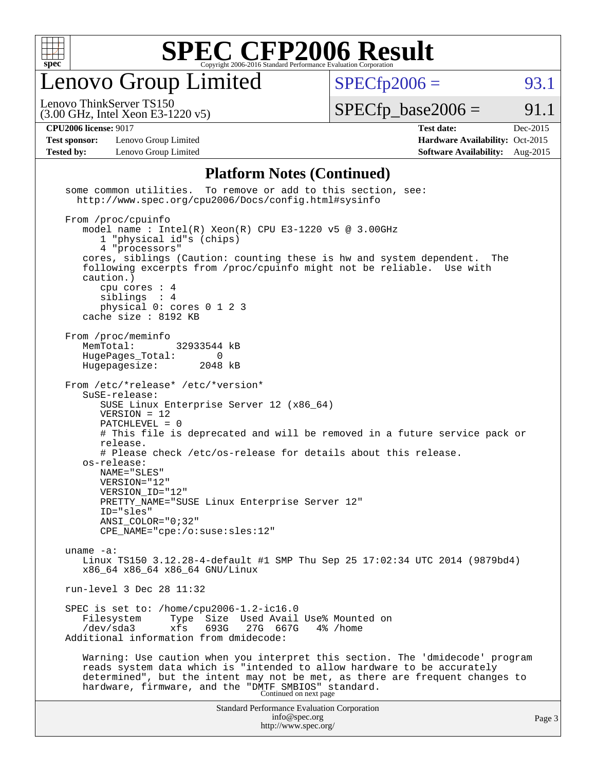# SPEC CFP2006 Result

Copyright 2006-2016 Standard Performance Evaluation Corporation

## Lenovo Group Limited

Lenovo ThinkServer TS150
(3.00 GHz, Intel Xeon E3-1220 v5)

SPECfp2006 = 93.1

SPECfp_base2006 = 91.1

**CPU2006 license:** 9017
**Test sponsor:** Lenovo Group Limited
**Tested by:** Lenovo Group Limited

**Test date:** Dec-2015
**Hardware Availability:** Oct-2015
**Software Availability:** Aug-2015

### Platform Notes (Continued)

```
some common utilities.  To remove or add to this section, see:
  http://www.spec.org/cpu2006/Docs/config.html#sysinfo

From /proc/cpuinfo
   model name : Intel(R) Xeon(R) CPU E3-1220 v5 @ 3.00GHz
      1 "physical id"s (chips)
      4 "processors"
   cores, siblings (Caution: counting these is hw and system dependent.  The
   following excerpts from /proc/cpuinfo might not be reliable.  Use with
   caution.)
      cpu cores : 4
      siblings  : 4
      physical 0: cores 0 1 2 3
   cache size : 8192 KB

From /proc/meminfo
   MemTotal:       32933544 kB
   HugePages_Total:       0
   Hugepagesize:       2048 kB

From /etc/*release* /etc/*version*
   SuSE-release:
      SUSE Linux Enterprise Server 12 (x86_64)
      VERSION = 12
      PATCHLEVEL = 0
      # This file is deprecated and will be removed in a future service pack or
      release.
      # Please check /etc/os-release for details about this release.
   os-release:
      NAME="SLES"
      VERSION="12"
      VERSION_ID="12"
      PRETTY_NAME="SUSE Linux Enterprise Server 12"
      ID="sles"
      ANSI_COLOR="0;32"
      CPE_NAME="cpe:/o:suse:sles:12"

uname -a:
   Linux TS150 3.12.28-4-default #1 SMP Thu Sep 25 17:02:34 UTC 2014 (9879bd4)
   x86_64 x86_64 x86_64 GNU/Linux

run-level 3 Dec 28 11:32

SPEC is set to: /home/cpu2006-1.2-ic16.0
   Filesystem     Type  Size  Used Avail Use% Mounted on
   /dev/sda3      xfs   693G   27G  667G   4% /home
Additional information from dmidecode:

   Warning: Use caution when you interpret this section. The 'dmidecode' program
   reads system data which is "intended to allow hardware to be accurately
   determined", but the intent may not be met, as there are frequent changes to
   hardware, firmware, and the "DMTF SMBIOS" standard.
```

Continued on next page

Standard Performance Evaluation Corporation
info@spec.org
http://www.spec.org/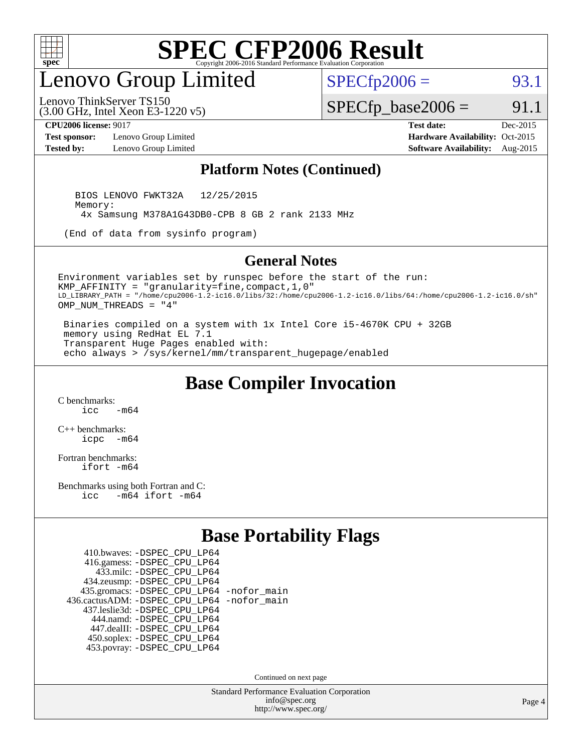# SPEC CFP2006 Result

Copyright 2006-2016 Standard Performance Evaluation Corporation

## Lenovo Group Limited

Lenovo ThinkServer TS150
(3.00 GHz, Intel Xeon E3-1220 v5)

SPECfp2006 = 93.1

SPECfp_base2006 = 91.1

| | | | |
|---|---|---|---|
| **CPU2006 license:** 9017 | | **Test date:** | Dec-2015 |
| **Test sponsor:** | Lenovo Group Limited | **Hardware Availability:** | Oct-2015 |
| **Tested by:** | Lenovo Group Limited | **Software Availability:** | Aug-2015 |

### Platform Notes (Continued)

```
   BIOS LENOVO FWKT32A   12/25/2015
   Memory:
    4x Samsung M378A1G43DB0-CPB 8 GB 2 rank 2133 MHz

 (End of data from sysinfo program)
```

### General Notes

```
Environment variables set by runspec before the start of the run:
KMP_AFFINITY = "granularity=fine,compact,1,0"
LD_LIBRARY_PATH = "/home/cpu2006-1.2-ic16.0/libs/32:/home/cpu2006-1.2-ic16.0/libs/64:/home/cpu2006-1.2-ic16.0/sh"
OMP_NUM_THREADS = "4"

 Binaries compiled on a system with 1x Intel Core i5-4670K CPU + 32GB
 memory using RedHat EL 7.1
 Transparent Huge Pages enabled with:
 echo always > /sys/kernel/mm/transparent_hugepage/enabled
```

## Base Compiler Invocation

C benchmarks:
    icc   -m64

C++ benchmarks:
    icpc  -m64

Fortran benchmarks:
    ifort -m64

Benchmarks using both Fortran and C:
    icc   -m64 ifort -m64

## Base Portability Flags

| | |
|---|---|
| 410.bwaves: | -DSPEC_CPU_LP64 |
| 416.gamess: | -DSPEC_CPU_LP64 |
| 433.milc: | -DSPEC_CPU_LP64 |
| 434.zeusmp: | -DSPEC_CPU_LP64 |
| 435.gromacs: | -DSPEC_CPU_LP64 -nofor_main |
| 436.cactusADM: | -DSPEC_CPU_LP64 -nofor_main |
| 437.leslie3d: | -DSPEC_CPU_LP64 |
| 444.namd: | -DSPEC_CPU_LP64 |
| 447.dealII: | -DSPEC_CPU_LP64 |
| 450.soplex: | -DSPEC_CPU_LP64 |
| 453.povray: | -DSPEC_CPU_LP64 |

Continued on next page

Standard Performance Evaluation Corporation
info@spec.org
http://www.spec.org/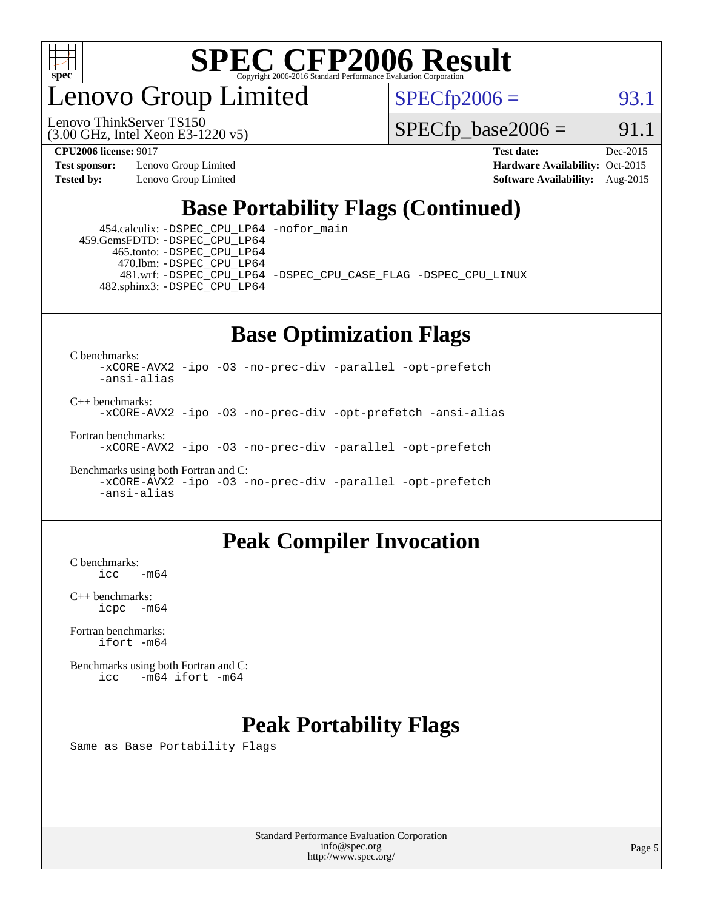# Lenovo Group Limited

Lenovo ThinkServer TS150
(3.00 GHz, Intel Xeon E3-1220 v5)

SPECfp2006 = 93.1

SPECfp_base2006 = 91.1

**CPU2006 license:** 9017
**Test sponsor:** Lenovo Group Limited
**Tested by:** Lenovo Group Limited
**Test date:** Dec-2015
**Hardware Availability:** Oct-2015
**Software Availability:** Aug-2015

## Base Portability Flags (Continued)

454.calculix: -DSPEC_CPU_LP64 -nofor_main
459.GemsFDTD: -DSPEC_CPU_LP64
465.tonto: -DSPEC_CPU_LP64
470.lbm: -DSPEC_CPU_LP64
481.wrf: -DSPEC_CPU_LP64 -DSPEC_CPU_CASE_FLAG -DSPEC_CPU_LINUX
482.sphinx3: -DSPEC_CPU_LP64

## Base Optimization Flags

C benchmarks:
-xCORE-AVX2 -ipo -O3 -no-prec-div -parallel -opt-prefetch -ansi-alias

C++ benchmarks:
-xCORE-AVX2 -ipo -O3 -no-prec-div -opt-prefetch -ansi-alias

Fortran benchmarks:
-xCORE-AVX2 -ipo -O3 -no-prec-div -parallel -opt-prefetch

Benchmarks using both Fortran and C:
-xCORE-AVX2 -ipo -O3 -no-prec-div -parallel -opt-prefetch -ansi-alias

## Peak Compiler Invocation

C benchmarks:
icc -m64

C++ benchmarks:
icpc -m64

Fortran benchmarks:
ifort -m64

Benchmarks using both Fortran and C:
icc -m64 ifort -m64

## Peak Portability Flags

Same as Base Portability Flags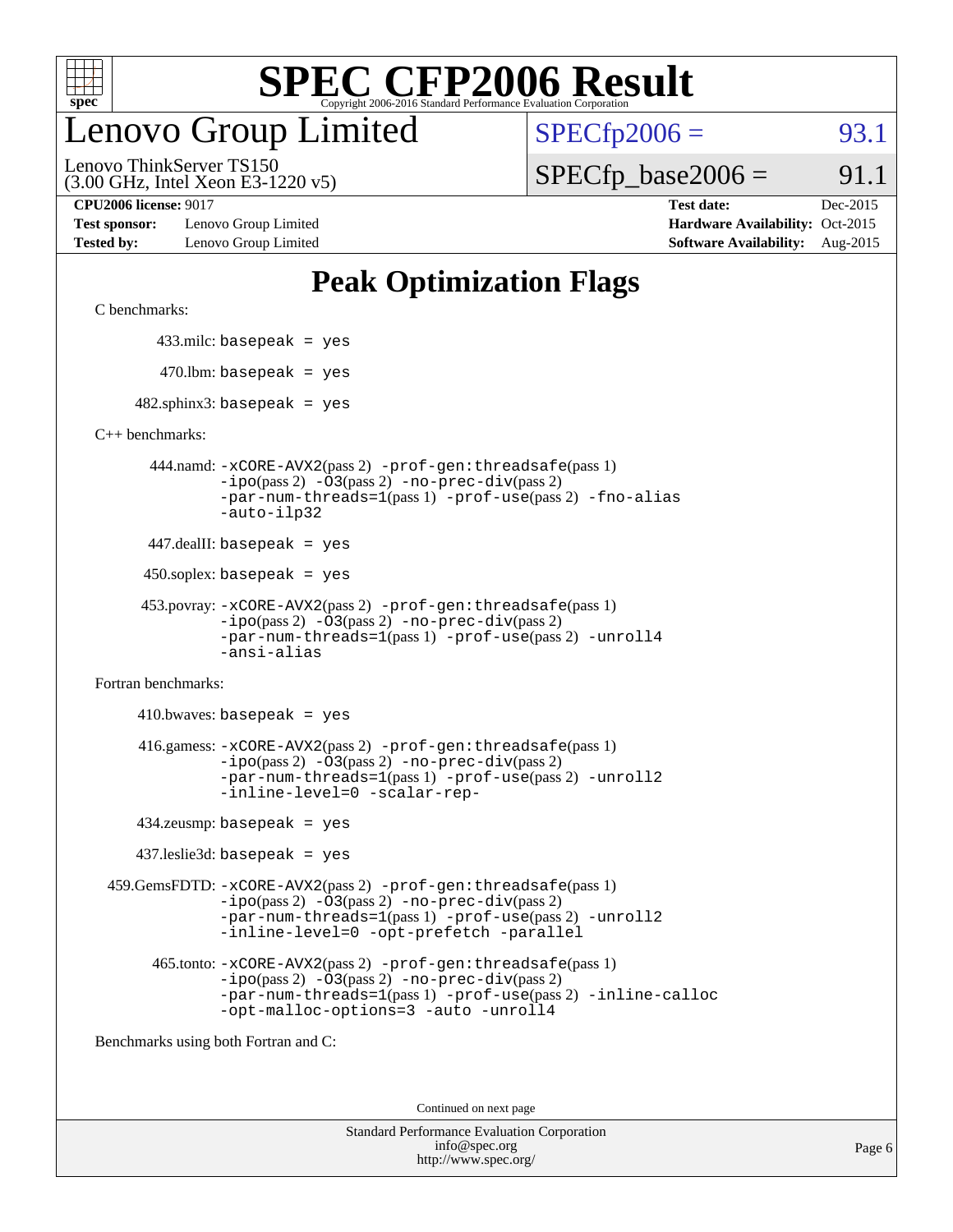# SPEC CFP2006 Result

Copyright 2006-2016 Standard Performance Evaluation Corporation

# Lenovo Group Limited

Lenovo ThinkServer TS150
(3.00 GHz, Intel Xeon E3-1220 v5)

SPECfp2006 = 93.1

SPECfp_base2006 = 91.1

| | | | |
|---|---|---|---|
| **CPU2006 license:** 9017 | | **Test date:** | Dec-2015 |
| **Test sponsor:** | Lenovo Group Limited | **Hardware Availability:** | Oct-2015 |
| **Tested by:** | Lenovo Group Limited | **Software Availability:** | Aug-2015 |

## Peak Optimization Flags

C benchmarks:

433.milc: `basepeak = yes`

470.lbm: `basepeak = yes`

482.sphinx3: `basepeak = yes`

C++ benchmarks:

444.namd: `-xCORE-AVX2`(pass 2) `-prof-gen:threadsafe`(pass 1) `-ipo`(pass 2) `-O3`(pass 2) `-no-prec-div`(pass 2) `-par-num-threads=1`(pass 1) `-prof-use`(pass 2) `-fno-alias` `-auto-ilp32`

447.dealII: `basepeak = yes`

450.soplex: `basepeak = yes`

453.povray: `-xCORE-AVX2`(pass 2) `-prof-gen:threadsafe`(pass 1) `-ipo`(pass 2) `-O3`(pass 2) `-no-prec-div`(pass 2) `-par-num-threads=1`(pass 1) `-prof-use`(pass 2) `-unroll4` `-ansi-alias`

Fortran benchmarks:

410.bwaves: `basepeak = yes`

416.gamess: `-xCORE-AVX2`(pass 2) `-prof-gen:threadsafe`(pass 1) `-ipo`(pass 2) `-O3`(pass 2) `-no-prec-div`(pass 2) `-par-num-threads=1`(pass 1) `-prof-use`(pass 2) `-unroll2` `-inline-level=0` `-scalar-rep-`

434.zeusmp: `basepeak = yes`

437.leslie3d: `basepeak = yes`

459.GemsFDTD: `-xCORE-AVX2`(pass 2) `-prof-gen:threadsafe`(pass 1) `-ipo`(pass 2) `-O3`(pass 2) `-no-prec-div`(pass 2) `-par-num-threads=1`(pass 1) `-prof-use`(pass 2) `-unroll2` `-inline-level=0` `-opt-prefetch` `-parallel`

465.tonto: `-xCORE-AVX2`(pass 2) `-prof-gen:threadsafe`(pass 1) `-ipo`(pass 2) `-O3`(pass 2) `-no-prec-div`(pass 2) `-par-num-threads=1`(pass 1) `-prof-use`(pass 2) `-inline-calloc` `-opt-malloc-options=3` `-auto` `-unroll4`

Benchmarks using both Fortran and C:

Continued on next page

Standard Performance Evaluation Corporation
info@spec.org
http://www.spec.org/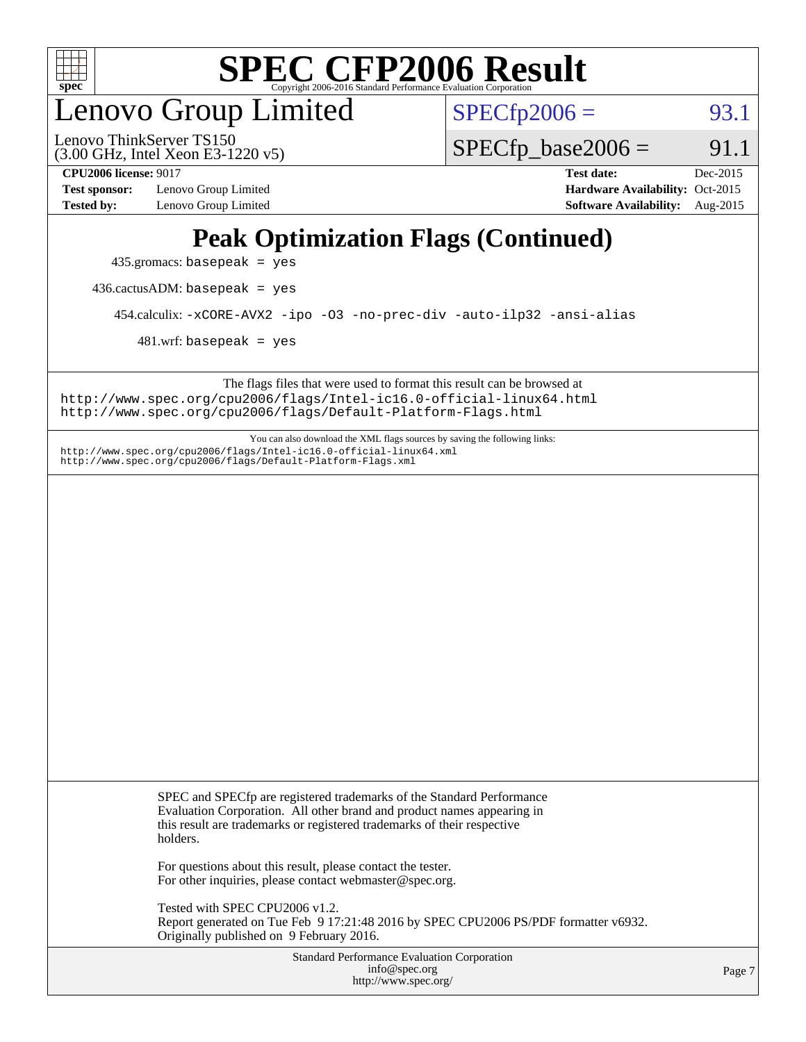# Peak Optimization Flags (Continued)

435.gromacs: basepeak = yes

436.cactusADM: basepeak = yes

454.calculix: -xCORE-AVX2 -ipo -O3 -no-prec-div -auto-ilp32 -ansi-alias

481.wrf: basepeak = yes

The flags files that were used to format this result can be browsed at
http://www.spec.org/cpu2006/flags/Intel-ic16.0-official-linux64.html
http://www.spec.org/cpu2006/flags/Default-Platform-Flags.html

You can also download the XML flags sources by saving the following links:
http://www.spec.org/cpu2006/flags/Intel-ic16.0-official-linux64.xml
http://www.spec.org/cpu2006/flags/Default-Platform-Flags.xml

SPEC and SPECfp are registered trademarks of the Standard Performance Evaluation Corporation. All other brand and product names appearing in this result are trademarks or registered trademarks of their respective holders.

For questions about this result, please contact the tester.
For other inquiries, please contact webmaster@spec.org.

Tested with SPEC CPU2006 v1.2.
Report generated on Tue Feb 9 17:21:48 2016 by SPEC CPU2006 PS/PDF formatter v6932.
Originally published on 9 February 2016.